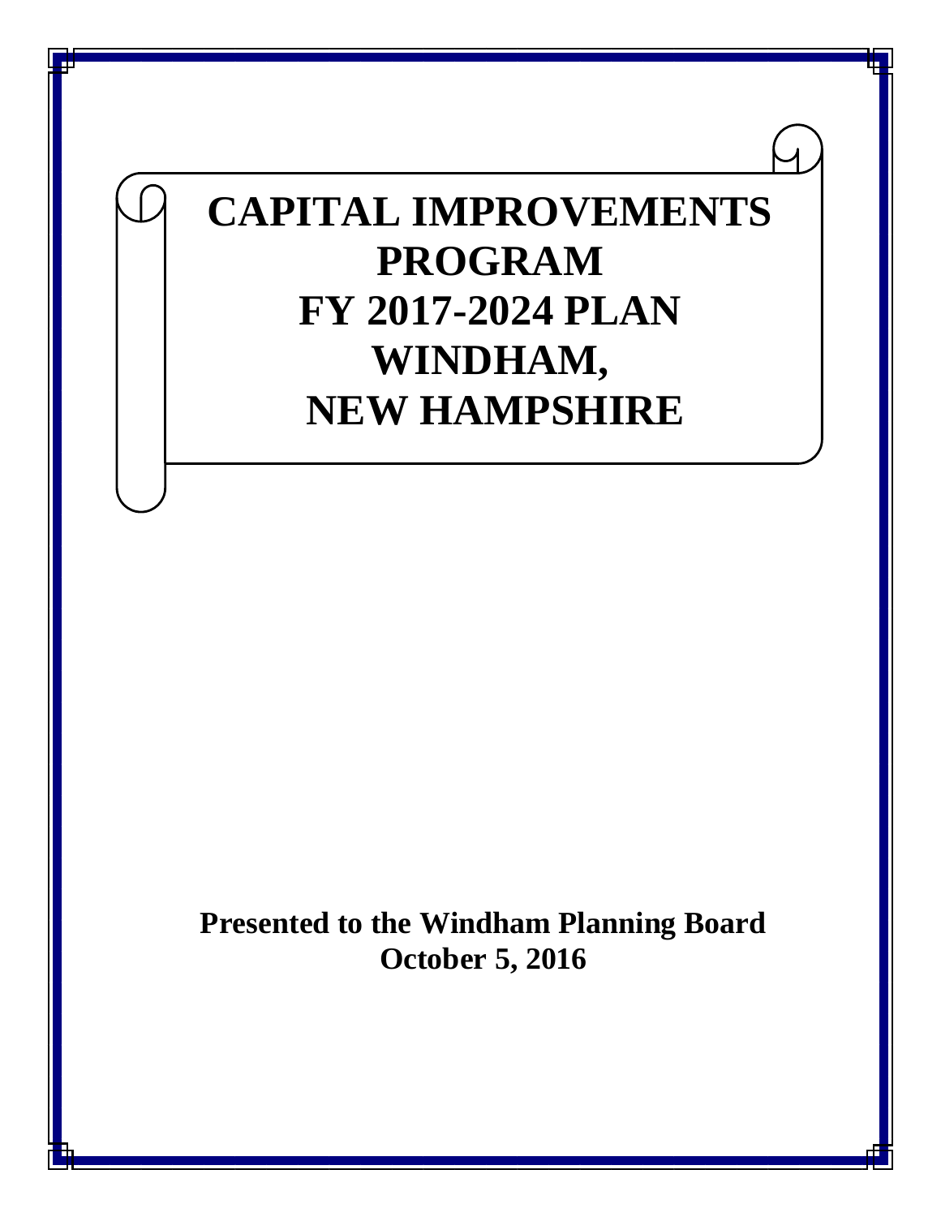# CAPITAL IMPROVEMENTS PROGRAM FY 2017-2024 PLAN WINDHAM, NEW HAMPSHIRE

**Presented to the Windham Planning Board**
**October 5, 2016**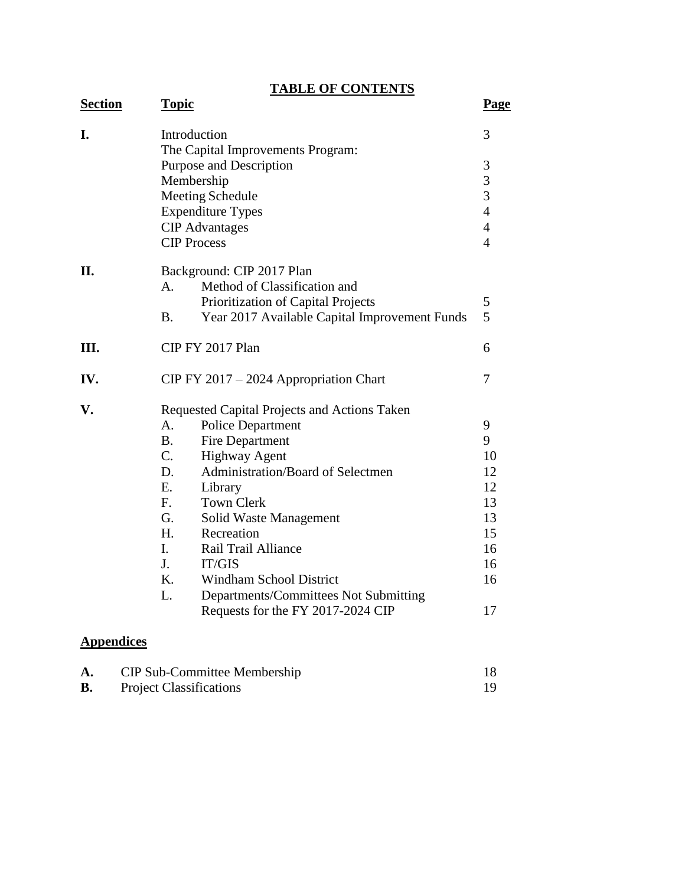# TABLE OF CONTENTS

| Section | Topic | Page |
|---|---|---|
| **I.** | Introduction | 3 |
| | The Capital Improvements Program: | |
| | Purpose and Description | 3 |
| | Membership | 3 |
| | Meeting Schedule | 3 |
| | Expenditure Types | 4 |
| | CIP Advantages | 4 |
| | CIP Process | 4 |
| **II.** | Background: CIP 2017 Plan | |
| | A. Method of Classification and Prioritization of Capital Projects | 5 |
| | B. Year 2017 Available Capital Improvement Funds | 5 |
| **III.** | CIP FY 2017 Plan | 6 |
| **IV.** | CIP FY 2017 – 2024 Appropriation Chart | 7 |
| **V.** | Requested Capital Projects and Actions Taken | |
| | A. Police Department | 9 |
| | B. Fire Department | 9 |
| | C. Highway Agent | 10 |
| | D. Administration/Board of Selectmen | 12 |
| | E. Library | 12 |
| | F. Town Clerk | 13 |
| | G. Solid Waste Management | 13 |
| | H. Recreation | 15 |
| | I. Rail Trail Alliance | 16 |
| | J. IT/GIS | 16 |
| | K. Windham School District | 16 |
| | L. Departments/Committees Not Submitting Requests for the FY 2017-2024 CIP | 17 |

## Appendices

| | | |
|---|---|---|
| **A.** | CIP Sub-Committee Membership | 18 |
| **B.** | Project Classifications | 19 |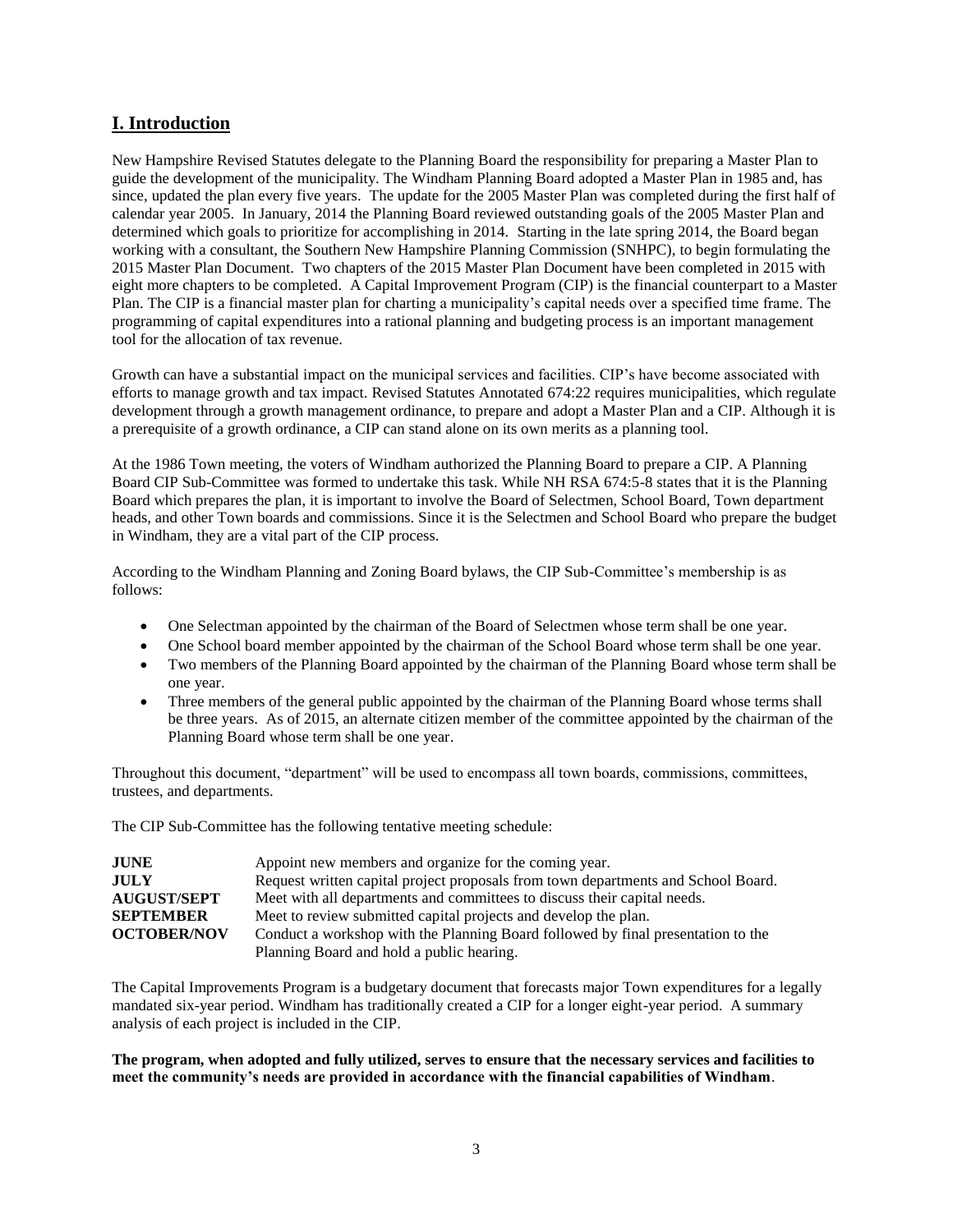## I. Introduction

New Hampshire Revised Statutes delegate to the Planning Board the responsibility for preparing a Master Plan to guide the development of the municipality. The Windham Planning Board adopted a Master Plan in 1985 and, has since, updated the plan every five years. The update for the 2005 Master Plan was completed during the first half of calendar year 2005. In January, 2014 the Planning Board reviewed outstanding goals of the 2005 Master Plan and determined which goals to prioritize for accomplishing in 2014. Starting in the late spring 2014, the Board began working with a consultant, the Southern New Hampshire Planning Commission (SNHPC), to begin formulating the 2015 Master Plan Document. Two chapters of the 2015 Master Plan Document have been completed in 2015 with eight more chapters to be completed. A Capital Improvement Program (CIP) is the financial counterpart to a Master Plan. The CIP is a financial master plan for charting a municipality's capital needs over a specified time frame. The programming of capital expenditures into a rational planning and budgeting process is an important management tool for the allocation of tax revenue.

Growth can have a substantial impact on the municipal services and facilities. CIP's have become associated with efforts to manage growth and tax impact. Revised Statutes Annotated 674:22 requires municipalities, which regulate development through a growth management ordinance, to prepare and adopt a Master Plan and a CIP. Although it is a prerequisite of a growth ordinance, a CIP can stand alone on its own merits as a planning tool.

At the 1986 Town meeting, the voters of Windham authorized the Planning Board to prepare a CIP. A Planning Board CIP Sub-Committee was formed to undertake this task. While NH RSA 674:5-8 states that it is the Planning Board which prepares the plan, it is important to involve the Board of Selectmen, School Board, Town department heads, and other Town boards and commissions. Since it is the Selectmen and School Board who prepare the budget in Windham, they are a vital part of the CIP process.

According to the Windham Planning and Zoning Board bylaws, the CIP Sub-Committee's membership is as follows:

- One Selectman appointed by the chairman of the Board of Selectmen whose term shall be one year.
- One School board member appointed by the chairman of the School Board whose term shall be one year.
- Two members of the Planning Board appointed by the chairman of the Planning Board whose term shall be one year.
- Three members of the general public appointed by the chairman of the Planning Board whose terms shall be three years. As of 2015, an alternate citizen member of the committee appointed by the chairman of the Planning Board whose term shall be one year.

Throughout this document, "department" will be used to encompass all town boards, commissions, committees, trustees, and departments.

The CIP Sub-Committee has the following tentative meeting schedule:

| | |
|---|---|
| **JUNE** | Appoint new members and organize for the coming year. |
| **JULY** | Request written capital project proposals from town departments and School Board. |
| **AUGUST/SEPT** | Meet with all departments and committees to discuss their capital needs. |
| **SEPTEMBER** | Meet to review submitted capital projects and develop the plan. |
| **OCTOBER/NOV** | Conduct a workshop with the Planning Board followed by final presentation to the Planning Board and hold a public hearing. |

The Capital Improvements Program is a budgetary document that forecasts major Town expenditures for a legally mandated six-year period. Windham has traditionally created a CIP for a longer eight-year period. A summary analysis of each project is included in the CIP.

**The program, when adopted and fully utilized, serves to ensure that the necessary services and facilities to meet the community's needs are provided in accordance with the financial capabilities of Windham**.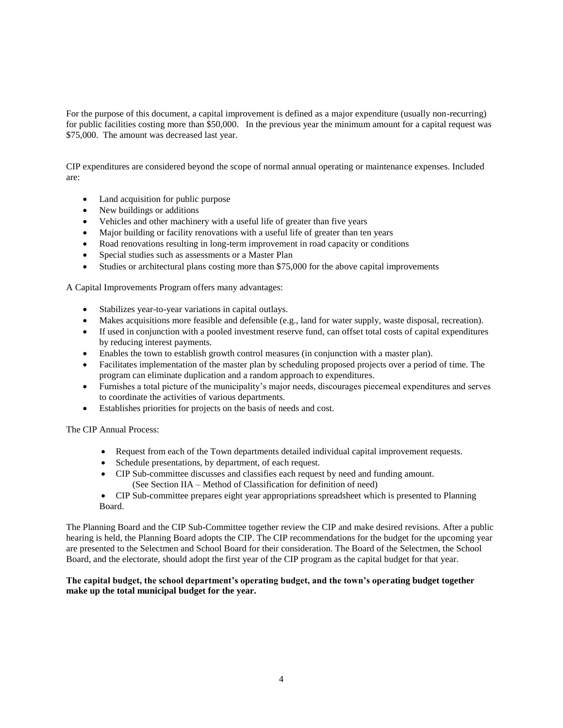For the purpose of this document, a capital improvement is defined as a major expenditure (usually non-recurring) for public facilities costing more than $50,000. In the previous year the minimum amount for a capital request was $75,000. The amount was decreased last year.

CIP expenditures are considered beyond the scope of normal annual operating or maintenance expenses. Included are:

- Land acquisition for public purpose
- New buildings or additions
- Vehicles and other machinery with a useful life of greater than five years
- Major building or facility renovations with a useful life of greater than ten years
- Road renovations resulting in long-term improvement in road capacity or conditions
- Special studies such as assessments or a Master Plan
- Studies or architectural plans costing more than $75,000 for the above capital improvements

A Capital Improvements Program offers many advantages:

- Stabilizes year-to-year variations in capital outlays.
- Makes acquisitions more feasible and defensible (e.g., land for water supply, waste disposal, recreation).
- If used in conjunction with a pooled investment reserve fund, can offset total costs of capital expenditures by reducing interest payments.
- Enables the town to establish growth control measures (in conjunction with a master plan).
- Facilitates implementation of the master plan by scheduling proposed projects over a period of time. The program can eliminate duplication and a random approach to expenditures.
- Furnishes a total picture of the municipality's major needs, discourages piecemeal expenditures and serves to coordinate the activities of various departments.
- Establishes priorities for projects on the basis of needs and cost.

The CIP Annual Process:

- Request from each of the Town departments detailed individual capital improvement requests.
- Schedule presentations, by department, of each request.
- CIP Sub-committee discusses and classifies each request by need and funding amount. (See Section IIA – Method of Classification for definition of need)
- CIP Sub-committee prepares eight year appropriations spreadsheet which is presented to Planning Board.

The Planning Board and the CIP Sub-Committee together review the CIP and make desired revisions. After a public hearing is held, the Planning Board adopts the CIP. The CIP recommendations for the budget for the upcoming year are presented to the Selectmen and School Board for their consideration. The Board of the Selectmen, the School Board, and the electorate, should adopt the first year of the CIP program as the capital budget for that year.

**The capital budget, the school department's operating budget, and the town's operating budget together make up the total municipal budget for the year.**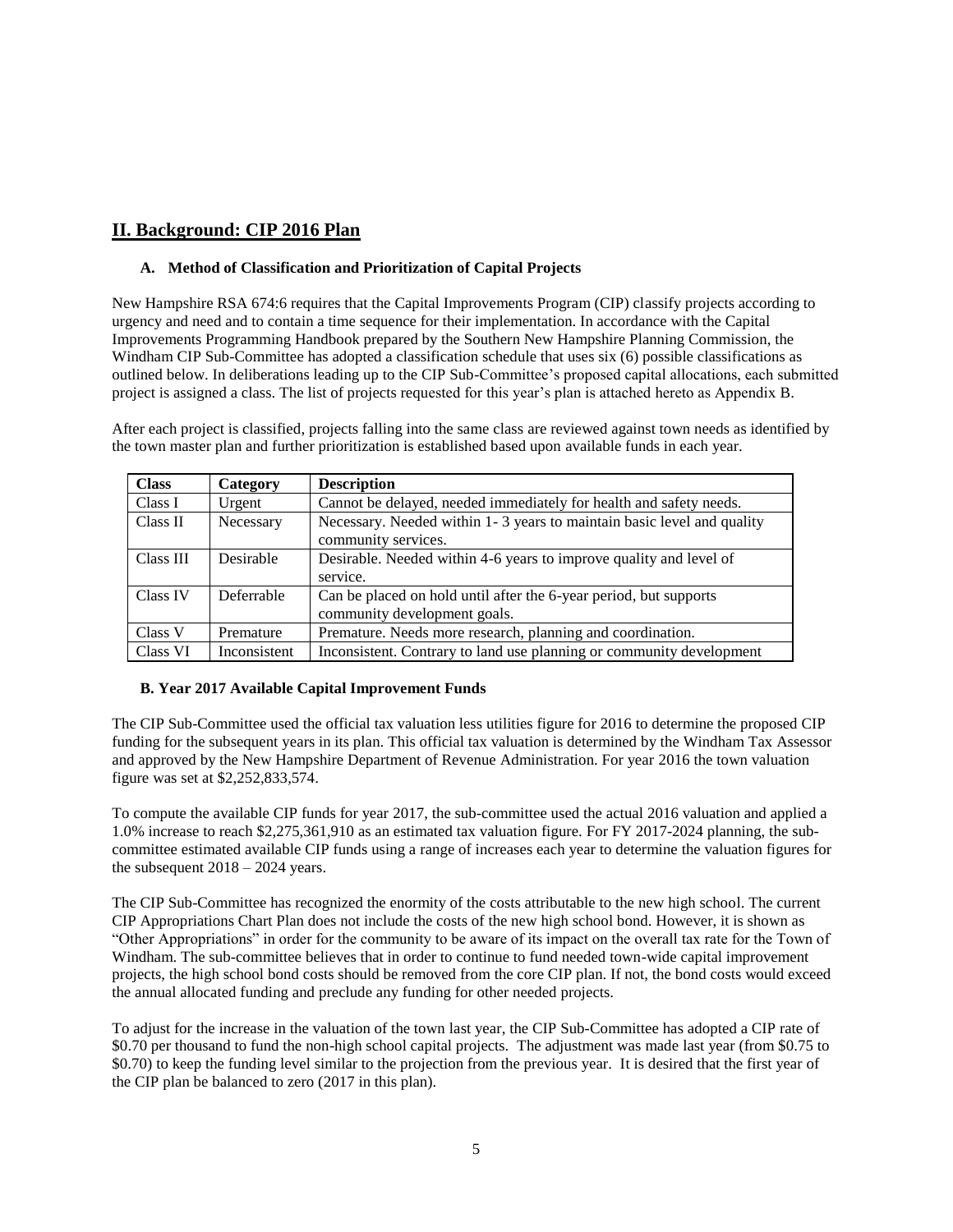## II. Background: CIP 2016 Plan

### A. Method of Classification and Prioritization of Capital Projects

New Hampshire RSA 674:6 requires that the Capital Improvements Program (CIP) classify projects according to urgency and need and to contain a time sequence for their implementation. In accordance with the Capital Improvements Programming Handbook prepared by the Southern New Hampshire Planning Commission, the Windham CIP Sub-Committee has adopted a classification schedule that uses six (6) possible classifications as outlined below. In deliberations leading up to the CIP Sub-Committee's proposed capital allocations, each submitted project is assigned a class. The list of projects requested for this year's plan is attached hereto as Appendix B.

After each project is classified, projects falling into the same class are reviewed against town needs as identified by the town master plan and further prioritization is established based upon available funds in each year.

| Class | Category | Description |
|---|---|---|
| Class I | Urgent | Cannot be delayed, needed immediately for health and safety needs. |
| Class II | Necessary | Necessary. Needed within 1- 3 years to maintain basic level and quality community services. |
| Class III | Desirable | Desirable. Needed within 4-6 years to improve quality and level of service. |
| Class IV | Deferrable | Can be placed on hold until after the 6-year period, but supports community development goals. |
| Class V | Premature | Premature. Needs more research, planning and coordination. |
| Class VI | Inconsistent | Inconsistent. Contrary to land use planning or community development |

### B. Year 2017 Available Capital Improvement Funds

The CIP Sub-Committee used the official tax valuation less utilities figure for 2016 to determine the proposed CIP funding for the subsequent years in its plan. This official tax valuation is determined by the Windham Tax Assessor and approved by the New Hampshire Department of Revenue Administration. For year 2016 the town valuation figure was set at $2,252,833,574.

To compute the available CIP funds for year 2017, the sub-committee used the actual 2016 valuation and applied a 1.0% increase to reach $2,275,361,910 as an estimated tax valuation figure. For FY 2017-2024 planning, the sub-committee estimated available CIP funds using a range of increases each year to determine the valuation figures for the subsequent 2018 – 2024 years.

The CIP Sub-Committee has recognized the enormity of the costs attributable to the new high school. The current CIP Appropriations Chart Plan does not include the costs of the new high school bond. However, it is shown as "Other Appropriations" in order for the community to be aware of its impact on the overall tax rate for the Town of Windham. The sub-committee believes that in order to continue to fund needed town-wide capital improvement projects, the high school bond costs should be removed from the core CIP plan. If not, the bond costs would exceed the annual allocated funding and preclude any funding for other needed projects.

To adjust for the increase in the valuation of the town last year, the CIP Sub-Committee has adopted a CIP rate of $0.70 per thousand to fund the non-high school capital projects. The adjustment was made last year (from $0.75 to $0.70) to keep the funding level similar to the projection from the previous year. It is desired that the first year of the CIP plan be balanced to zero (2017 in this plan).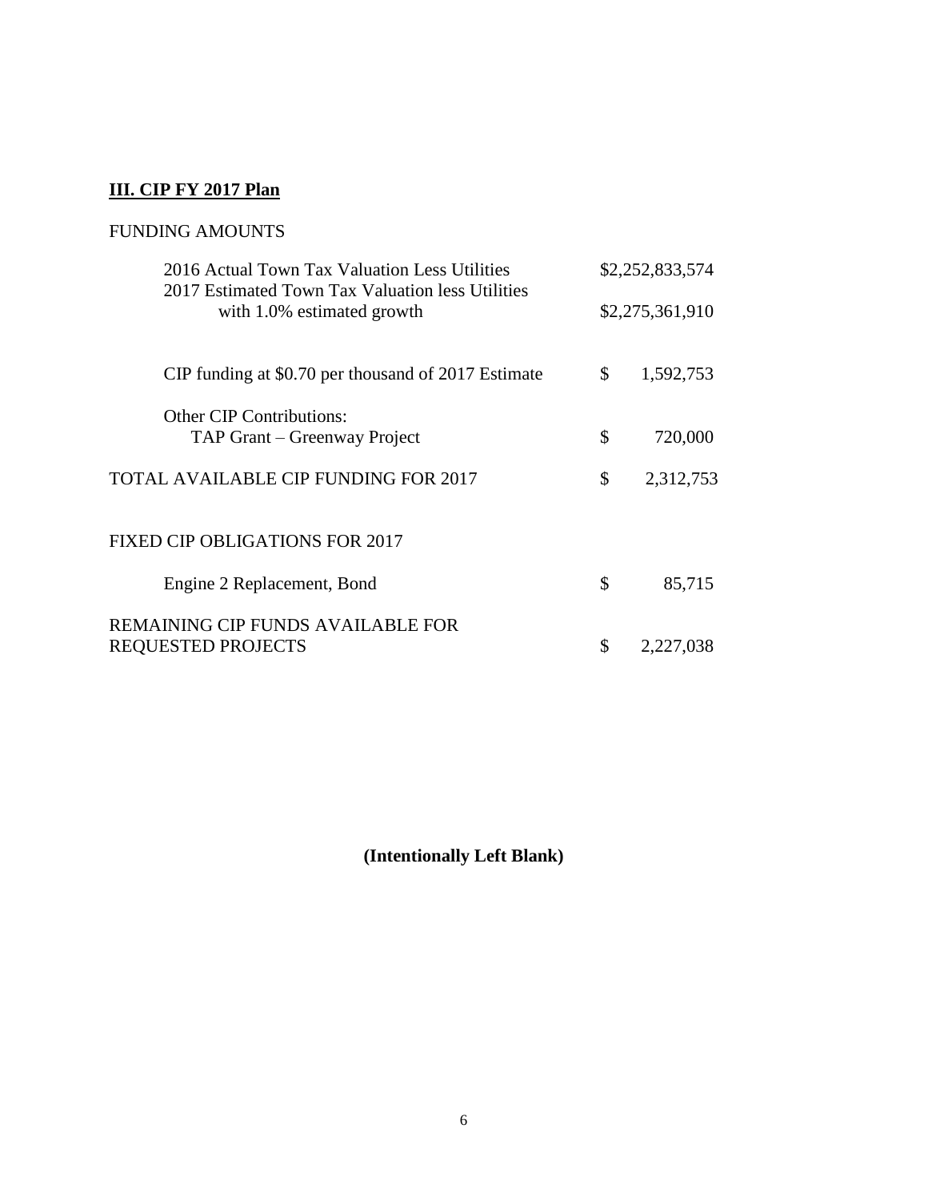## **III. CIP FY 2017 Plan**

FUNDING AMOUNTS

| | | |
|---|---|---|
| 2016 Actual Town Tax Valuation Less Utilities | | $2,252,833,574 |
| 2017 Estimated Town Tax Valuation less Utilities with 1.0% estimated growth | | $2,275,361,910 |
| CIP funding at $0.70 per thousand of 2017 Estimate | $ | 1,592,753 |
| Other CIP Contributions: | | |
| TAP Grant – Greenway Project | $ | 720,000 |
| TOTAL AVAILABLE CIP FUNDING FOR 2017 | $ | 2,312,753 |
| FIXED CIP OBLIGATIONS FOR 2017 | | |
| Engine 2 Replacement, Bond | $ | 85,715 |
| REMAINING CIP FUNDS AVAILABLE FOR REQUESTED PROJECTS | $ | 2,227,038 |

**(Intentionally Left Blank)**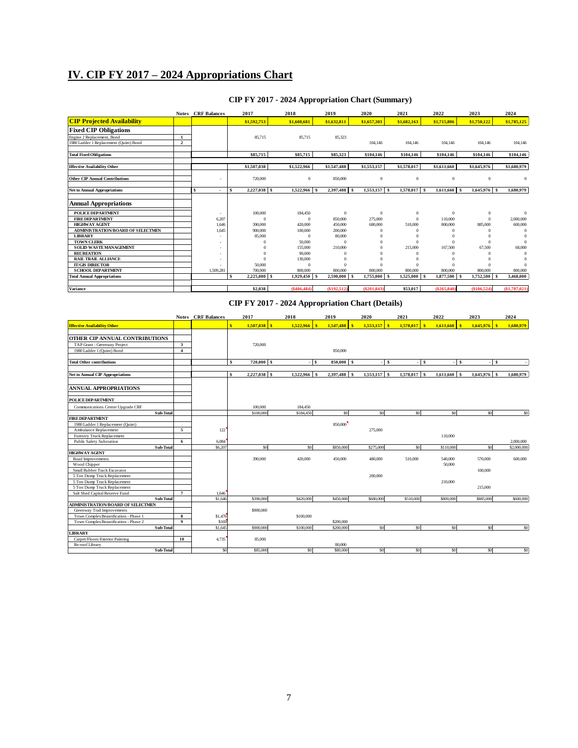# IV. CIP FY 2017 – 2024 Appropriations Chart

## CIP FY 2017 - 2024 Appropriation Chart (Summary)

| | Notes | CRF Balances | 2017 | 2018 | 2019 | 2020 | 2021 | 2022 | 2023 | 2024 |
|---|---|---|---|---|---|---|---|---|---|---|
| **CIP Projected Availability** | | | $1,592,753 | $1,608,681 | $1,632,811 | $1,657,303 | $1,682,163 | $1,715,806 | $1,750,122 | $1,785,125 |
| **Fixed CIP Obligations** | | | | | | | | | | |
| Engine 2 Replacement, Bond | 1 | | 85,715 | 85,715 | 85,323 | | | | | |
| 1980 Ladder 1 Replacement (Quint) Bond | 2 | | | | | 104,146 | 104,146 | 104,146 | 104,146 | 104,146 |
| **Total Fixed Obligations** | | | $85,715 | $85,715 | $85,323 | $104,146 | $104,146 | $104,146 | $104,146 | $104,146 |
| **Effective Availability Other** | | | $1,507,038 | $1,522,966 | $1,547,488 | $1,553,157 | $1,578,017 | $1,611,660 | $1,645,976 | $1,680,979 |
| **Other CIP Annual Contributions** | | - | 720,000 | 0 | 850,000 | 0 | 0 | 0 | 0 | 0 |
| **Net to Annual Appropriations** | | $ - | $ 2,227,038 | $ 1,522,966 | $ 2,397,488 | $ 1,553,157 | $ 1,578,017 | $ 1,611,660 | $ 1,645,976 | $ 1,680,979 |
| **Annual Appropriations** | | | | | | | | | | |
| POLICE DEPARTMENT | | - | 100,000 | 184,450 | 0 | 0 | 0 | 0 | 0 | 0 |
| FIRE DEPARTMENT | | 6,207 | 0 | 0 | 850,000 | 275,000 | 0 | 110,000 | 0 | 2,000,000 |
| HIGHWAY AGENT | | 1,646 | 390,000 | 420,000 | 450,000 | 680,000 | 510,000 | 800,000 | 885,000 | 600,000 |
| ADMINISTRATION/BOARD OF SELECTMEN | | 1,645 | 900,000 | 100,000 | 200,000 | 0 | 0 | 0 | 0 | 0 |
| LIBRARY | | - | 85,000 | 0 | 80,000 | 0 | 0 | 0 | 0 | 0 |
| TOWN CLERK | | - | 0 | 50,000 | 0 | 0 | 0 | 0 | 0 | 0 |
| SOLID WASTE MANAGEMENT | | - | 0 | 155,000 | 210,000 | 0 | 215,000 | 167,500 | 67,500 | 68,000 |
| RECREATION | | - | 0 | 90,000 | 0 | 0 | 0 | 0 | 0 | 0 |
| RAIL TRAIL ALLIANCE | | - | 0 | 130,000 | 0 | 0 | 0 | 0 | 0 | 0 |
| IT/GIS DIRECTOR | | - | 50,000 | 0 | 0 | 0 | 0 | 0 | 0 | 0 |
| SCHOOL DEPARTMENT | | 1,509,281 | 700,000 | 800,000 | 800,000 | 800,000 | 800,000 | 800,000 | 800,000 | 800,000 |
| **Total Annual Appropriations** | | | $ 2,225,000 | $ 1,929,450 | $ 2,590,000 | $ 1,755,000 | $ 1,525,000 | $ 1,877,500 | $ 1,752,500 | $ 3,468,000 |
| **Variance** | | | $2,038 | ($406,484) | ($192,512) | ($201,843) | $53,017 | ($265,840) | ($106,524) | ($1,787,021) |

## CIP FY 2017 - 2024 Appropriation Chart (Details)

| | Notes | CRF Balances | 2017 | 2018 | 2019 | 2020 | 2021 | 2022 | 2023 | 2024 |
|---|---|---|---|---|---|---|---|---|---|---|
| **Effective Availability Other** | | | $ 1,507,038 | $ 1,522,966 | $ 1,547,488 | $ 1,553,157 | $ 1,578,017 | $ 1,611,660 | $ 1,645,976 | $ 1,680,979 |
| **OTHER CIP ANNUAL CONTRIBUTIONS** | | | | | | | | | | |
| TAP Grant - Greenway Project | 3 | | 720,000 | | | | | | | |
| 1980 Ladder 1 (Quint) Bond | 4 | | | | 850,000 | | | | | |
| **Total Other contributions** | | | $ 720,000 | $ - | $ 850,000 | $ - | $ - | $ - | $ - | $ - |
| **Net to Annual CIP Appropriations** | | | $ 2,227,038 | $ 1,522,966 | $ 2,397,488 | $ 1,553,157 | $ 1,578,017 | $ 1,611,660 | $ 1,645,976 | $ 1,680,979 |
| **ANNUAL APPROPRIATIONS** | | | | | | | | | | |
| **POLICE DEPARTMENT** | | | | | | | | | | |
| Communications Center Upgrade CRF | | | 100,000 | 184,450 | | | | | | |
| Sub-Total | | | $100,000 | $184,450 | $0 | $0 | $0 | $0 | $0 | $0 |
| **FIRE DEPARTMENT** | | | | | | | | | | |
| 1980 Ladder 1 Replacement (Quint) | | | | | 850,000 | | | | | |
| Ambulance Replacement | 5 | 122 | | | | 275,000 | | | | |
| Forestry Truck Replacement | | | | | | | | 110,000 | | |
| Public Safety Substation | 6 | 6,084 | | | | | | | | 2,000,000 |
| Sub-Total | | $6,207 | $0 | $0 | $850,000 | $275,000 | $0 | $110,000 | $0 | $2,000,000 |
| **HIGHWAY AGENT** | | | | | | | | | | |
| Road Improvements | | | 390,000 | 420,000 | 450,000 | 480,000 | 510,000 | 540,000 | 570,000 | 600,000 |
| Wood Chipper | | | | | | | | 50,000 | | |
| Small Rubber Track Excavator | | | | | | | | | 100,000 | |
| 5 Ton Dump Truck Replacement | | | | | | 200,000 | | | | |
| 5 Ton Dump Truck Replacement | | | | | | | | 210,000 | | |
| 5 Ton Dump Truck Replacement | | | | | | | | | 215,000 | |
| Salt Shed Capital Reserve Fund | 7 | 1,646 | | | | | | | | |
| Sub-Total | | $1,646 | $390,000 | $420,000 | $450,000 | $680,000 | $510,000 | $800,000 | $885,000 | $600,000 |
| **ADMINISTRATION/BOARD OF SELECTMEN** | | | | | | | | | | |
| Greenway Trail Improvements | | | $900,000 | | | | | | | |
| Town Complex Beautification - Phase 1 | 8 | $1,476 | | $100,000 | | | | | | |
| Town Complex Beautification - Phase 2 | 9 | $169 | | | $200,000 | | | | | |
| Sub-Total | | $1,645 | $900,000 | $100,000 | $200,000 | $0 | $0 | $0 | $0 | $0 |
| **LIBRARY** | | | | | | | | | | |
| Carpet/Floors/Exterior Painting | 10 | 4,735 | 85,000 | | | | | | | |
| Re-roof Library | | | | | 80,000 | | | | | |
| Sub-Total | | $0 | $85,000 | $0 | $80,000 | $0 | $0 | $0 | $0 | $0 |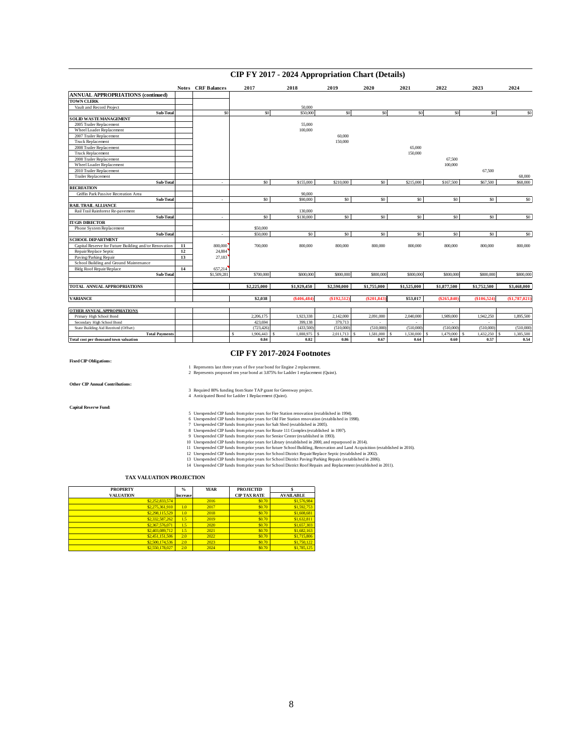## CIP FY 2017 - 2024 Appropriation Chart (Details)

| | Notes | CRF Balances | 2017 | 2018 | 2019 | 2020 | 2021 | 2022 | 2023 | 2024 |
|---|---|---|---|---|---|---|---|---|---|---|
| **ANNUAL APPROPRIATIONS (continued)** | | | | | | | | | | |
| **TOWN CLERK** | | | | | | | | | | |
| Vault and Record Project | | | | 50,000 | | | | | | |
| **Sub-Total** | | $0 | $0 | $50,000 | $0 | $0 | $0 | $0 | $0 | $0 |
| **SOLID WASTE MANAGEMENT** | | | | | | | | | | |
| 2005 Trailer Replacement | | | | 55,000 | | | | | | |
| Wheel Loader Replacement | | | | 100,000 | | | | | | |
| 2007 Trailer Replacement | | | | | 60,000 | | | | | |
| Truck Replacement | | | | | 150,000 | | | | | |
| 2008 Trailer Replacement | | | | | | | 65,000 | | | |
| Truck Replacement | | | | | | | 150,000 | | | |
| 2008 Trailer Replacement | | | | | | | | 67,500 | | |
| Wheel Loader Replacement | | | | | | | | 100,000 | | |
| 2010 Trailer Replacement | | | | | | | | | 67,500 | |
| Trailer Replacement | | | | | | | | | | 68,000 |
| **Sub-Total** | | - | $0 | $155,000 | $210,000 | $0 | $215,000 | $167,500 | $67,500 | $68,000 |
| **RECREATION** | | | | | | | | | | |
| Griffin Park Passive Recreation Area | | | | 90,000 | | | | | | |
| **Sub-Total** | | - | $0 | $90,000 | $0 | $0 | $0 | $0 | $0 | $0 |
| **RAIL TRAIL ALLIANCE** | | | | | | | | | | |
| Rail Trail Rainforest Re-pavement | | | | 130,000 | | | | | | |
| **Sub-Total** | | - | $0 | $130,000 | $0 | $0 | $0 | $0 | $0 | $0 |
| **IT/GIS DIRECTOR** | | | | | | | | | | |
| Phone System Replacement | | | $50,000 | | | | | | | |
| **Sub-Total** | | - | $50,000 | $0 | $0 | $0 | $0 | $0 | $0 | $0 |
| **SCHOOL DEPARTMENT** | | | | | | | | | | |
| Capital Reserve for Future Building and/or Renovation | 11 | 800,000 | 700,000 | 800,000 | 800,000 | 800,000 | 800,000 | 800,000 | 800,000 | 800,000 |
| Repair/Replace Septic | 12 | 24,884 | | | | | | | | |
| Paving/Parking Repair | 13 | 27,183 | | | | | | | | |
| School Building and Ground Maintenance | | | | | | | | | | |
| Bldg Roof Repair/Replace | 14 | 657,214 | | | | | | | | |
| **Sub-Total** | | $1,509,281 | $700,000 | $800,000 | $800,000 | $800,000 | $800,000 | $800,000 | $800,000 | $800,000 |
| **TOTAL ANNUAL APPROPRIATIONS** | | | **$2,225,000** | **$1,929,450** | **$2,590,000** | **$1,755,000** | **$1,525,000** | **$1,877,500** | **$1,752,500** | **$3,468,000** |
| **VARIANCE** | | | **$2,038** | **($406,484)** | **($192,512)** | **($201,843)** | **$53,017** | **($265,840)** | **($106,524)** | **($1,787,021)** |
| **OTHER ANNUAL APPROPRIATIONS** | | | | | | | | | | |
| Primary High School Bond | | | 2,206,175 | 1,923,338 | 2,142,000 | 2,091,000 | 2,040,000 | 1,989,000 | 1,942,250 | 1,895,500 |
| Secondary High School Bond | | | 423,694 | 399,138 | 379,713 | - | - | - | - | |
| State Building Aid Received (Offset) | | | (723,426) | (433,500) | (510,000) | (510,000) | (510,000) | (510,000) | (510,000) | (510,000) |
| **Total Payments** | | | $ 1,906,443 | $ 1,888,975 | $ 2,011,713 | $ 1,581,000 | $ 1,530,000 | $ 1,479,000 | $ 1,432,250 | $ 1,385,500 |
| **Total cost per thousand town valuation** | | | **0.84** | **0.82** | **0.86** | **0.67** | **0.64** | **0.60** | **0.57** | **0.54** |

## CIP FY 2017-2024 Footnotes

**Fixed CIP Obligations:**

1 Represents last three years of five year bond for Engine 2 replacement.
2 Represents proposed ten year bond at 3.875% for Ladder 1 replacement (Quint).

**Other CIP Annual Contributions:**

3 Required 80% funding from State TAP grant for Greenway project.
4 Anticipated Bond for Ladder 1 Replacement (Quint).

**Capital Reserve Fund:**

5 Unexpended CIP funds from prior years for Fire Station renovation (established in 1994).
6 Unexpended CIP funds from prior years for Old Fire Station renovation (established in 1998).
7 Unexpended CIP funds from prior years for Salt Shed (established in 2005).
8 Unexpended CIP funds from prior years for Route 111 Complex (established in 1997).
9 Unexpended CIP funds from prior years for Senior Center (established in 1993).
10 Unexpended CIP funds from prior years for Library (established in 2000, and repurposed in 2014).
11 Unexpended CIP funds from prior years for future School Building, Renovation and Land Acquisition (established in 2016).
12 Unexpended CIP funds from prior years for School District Repair/Replace Septic (established in 2002).
13 Unexpended CIP funds from prior years for School District Paving/Parking Repairs (established in 2006).
14 Unexpended CIP funds from prior years for School District Roof Repairs and Replacement (established in 2011).

### TAX VALUATION PROJECTION

| PROPERTY VALUATION | % Increase | YEAR | PROJECTED CIP TAX RATE | $ AVAILABLE |
|---|---|---|---|---|
| $2,252,833,574 | | 2016 | $0.70 | $1,576,984 |
| $2,275,361,910 | 1.0 | 2017 | $0.70 | $1,592,753 |
| $2,298,115,529 | 1.0 | 2018 | $0.70 | $1,608,681 |
| $2,332,587,262 | 1.5 | 2019 | $0.70 | $1,632,811 |
| $2,367,576,071 | 1.5 | 2020 | $0.70 | $1,657,303 |
| $2,403,089,712 | 1.5 | 2021 | $0.70 | $1,682,163 |
| $2,451,151,506 | 2.0 | 2022 | $0.70 | $1,715,806 |
| $2,500,174,536 | 2.0 | 2023 | $0.70 | $1,750,122 |
| $2,550,178,027 | 2.0 | 2024 | $0.70 | $1,785,125 |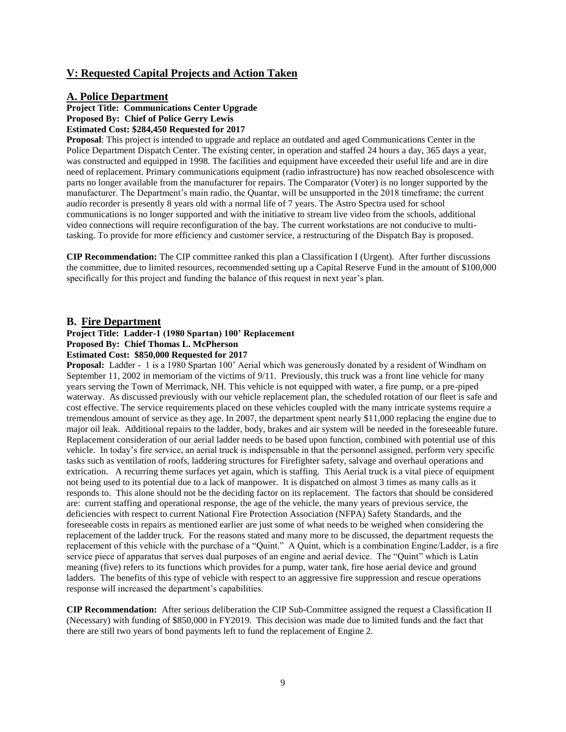## V: Requested Capital Projects and Action Taken

### A. Police Department

**Project Title: Communications Center Upgrade**
**Proposed By: Chief of Police Gerry Lewis**
**Estimated Cost: $284,450 Requested for 2017**

**Proposal**: This project is intended to upgrade and replace an outdated and aged Communications Center in the Police Department Dispatch Center. The existing center, in operation and staffed 24 hours a day, 365 days a year, was constructed and equipped in 1998. The facilities and equipment have exceeded their useful life and are in dire need of replacement. Primary communications equipment (radio infrastructure) has now reached obsolescence with parts no longer available from the manufacturer for repairs. The Comparator (Voter) is no longer supported by the manufacturer. The Department's main radio, the Quantar, will be unsupported in the 2018 timeframe; the current audio recorder is presently 8 years old with a normal life of 7 years. The Astro Spectra used for school communications is no longer supported and with the initiative to stream live video from the schools, additional video connections will require reconfiguration of the bay. The current workstations are not conducive to multi-tasking. To provide for more efficiency and customer service, a restructuring of the Dispatch Bay is proposed.

**CIP Recommendation:** The CIP committee ranked this plan a Classification I (Urgent). After further discussions the committee, due to limited resources, recommended setting up a Capital Reserve Fund in the amount of $100,000 specifically for this project and funding the balance of this request in next year's plan.

### B. Fire Department

**Project Title: Ladder-1 (1980 Spartan) 100' Replacement**
**Proposed By: Chief Thomas L. McPherson**
**Estimated Cost: $850,000 Requested for 2017**

**Proposal:** Ladder - 1 is a 1980 Spartan 100' Aerial which was generously donated by a resident of Windham on September 11, 2002 in memoriam of the victims of 9/11. Previously, this truck was a front line vehicle for many years serving the Town of Merrimack, NH. This vehicle is not equipped with water, a fire pump, or a pre-piped waterway. As discussed previously with our vehicle replacement plan, the scheduled rotation of our fleet is safe and cost effective. The service requirements placed on these vehicles coupled with the many intricate systems require a tremendous amount of service as they age. In 2007, the department spent nearly $11,000 replacing the engine due to major oil leak. Additional repairs to the ladder, body, brakes and air system will be needed in the foreseeable future. Replacement consideration of our aerial ladder needs to be based upon function, combined with potential use of this vehicle. In today's fire service, an aerial truck is indispensable in that the personnel assigned, perform very specific tasks such as ventilation of roofs, laddering structures for Firefighter safety, salvage and overhaul operations and extrication. A recurring theme surfaces yet again, which is staffing. This Aerial truck is a vital piece of equipment not being used to its potential due to a lack of manpower. It is dispatched on almost 3 times as many calls as it responds to. This alone should not be the deciding factor on its replacement. The factors that should be considered are: current staffing and operational response, the age of the vehicle, the many years of previous service, the deficiencies with respect to current National Fire Protection Association (NFPA) Safety Standards, and the foreseeable costs in repairs as mentioned earlier are just some of what needs to be weighed when considering the replacement of the ladder truck. For the reasons stated and many more to be discussed, the department requests the replacement of this vehicle with the purchase of a "Quint." A Quint, which is a combination Engine/Ladder, is a fire service piece of apparatus that serves dual purposes of an engine and aerial device. The "Quint" which is Latin meaning (five) refers to its functions which provides for a pump, water tank, fire hose aerial device and ground ladders. The benefits of this type of vehicle with respect to an aggressive fire suppression and rescue operations response will increased the department's capabilities.

**CIP Recommendation:** After serious deliberation the CIP Sub-Committee assigned the request a Classification II (Necessary) with funding of $850,000 in FY2019. This decision was made due to limited funds and the fact that there are still two years of bond payments left to fund the replacement of Engine 2.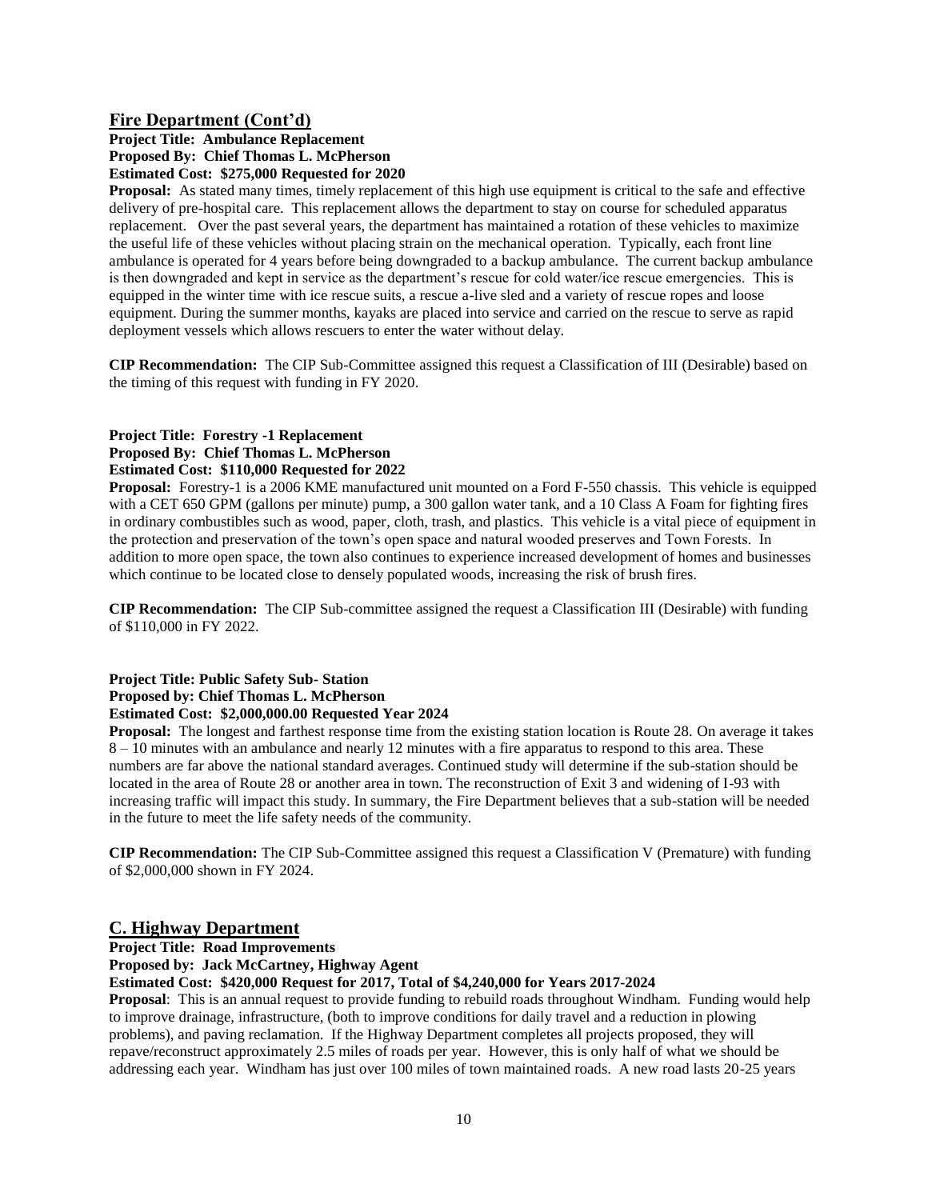## Fire Department (Cont'd)

**Project Title: Ambulance Replacement**
**Proposed By: Chief Thomas L. McPherson**
**Estimated Cost: $275,000 Requested for 2020**

**Proposal:** As stated many times, timely replacement of this high use equipment is critical to the safe and effective delivery of pre-hospital care. This replacement allows the department to stay on course for scheduled apparatus replacement. Over the past several years, the department has maintained a rotation of these vehicles to maximize the useful life of these vehicles without placing strain on the mechanical operation. Typically, each front line ambulance is operated for 4 years before being downgraded to a backup ambulance. The current backup ambulance is then downgraded and kept in service as the department's rescue for cold water/ice rescue emergencies. This is equipped in the winter time with ice rescue suits, a rescue a-live sled and a variety of rescue ropes and loose equipment. During the summer months, kayaks are placed into service and carried on the rescue to serve as rapid deployment vessels which allows rescuers to enter the water without delay.

**CIP Recommendation:** The CIP Sub-Committee assigned this request a Classification of III (Desirable) based on the timing of this request with funding in FY 2020.

**Project Title: Forestry -1 Replacement**
**Proposed By: Chief Thomas L. McPherson**
**Estimated Cost: $110,000 Requested for 2022**

**Proposal:** Forestry-1 is a 2006 KME manufactured unit mounted on a Ford F-550 chassis. This vehicle is equipped with a CET 650 GPM (gallons per minute) pump, a 300 gallon water tank, and a 10 Class A Foam for fighting fires in ordinary combustibles such as wood, paper, cloth, trash, and plastics. This vehicle is a vital piece of equipment in the protection and preservation of the town's open space and natural wooded preserves and Town Forests. In addition to more open space, the town also continues to experience increased development of homes and businesses which continue to be located close to densely populated woods, increasing the risk of brush fires.

**CIP Recommendation:** The CIP Sub-committee assigned the request a Classification III (Desirable) with funding of $110,000 in FY 2022.

**Project Title: Public Safety Sub- Station**
**Proposed by: Chief Thomas L. McPherson**
**Estimated Cost: $2,000,000.00 Requested Year 2024**

**Proposal:** The longest and farthest response time from the existing station location is Route 28. On average it takes 8 – 10 minutes with an ambulance and nearly 12 minutes with a fire apparatus to respond to this area. These numbers are far above the national standard averages. Continued study will determine if the sub-station should be located in the area of Route 28 or another area in town. The reconstruction of Exit 3 and widening of I-93 with increasing traffic will impact this study. In summary, the Fire Department believes that a sub-station will be needed in the future to meet the life safety needs of the community.

**CIP Recommendation:** The CIP Sub-Committee assigned this request a Classification V (Premature) with funding of $2,000,000 shown in FY 2024.

## C. Highway Department

**Project Title: Road Improvements**
**Proposed by: Jack McCartney, Highway Agent**
**Estimated Cost: $420,000 Request for 2017, Total of $4,240,000 for Years 2017-2024**

**Proposal**: This is an annual request to provide funding to rebuild roads throughout Windham. Funding would help to improve drainage, infrastructure, (both to improve conditions for daily travel and a reduction in plowing problems), and paving reclamation. If the Highway Department completes all projects proposed, they will repave/reconstruct approximately 2.5 miles of roads per year. However, this is only half of what we should be addressing each year. Windham has just over 100 miles of town maintained roads. A new road lasts 20-25 years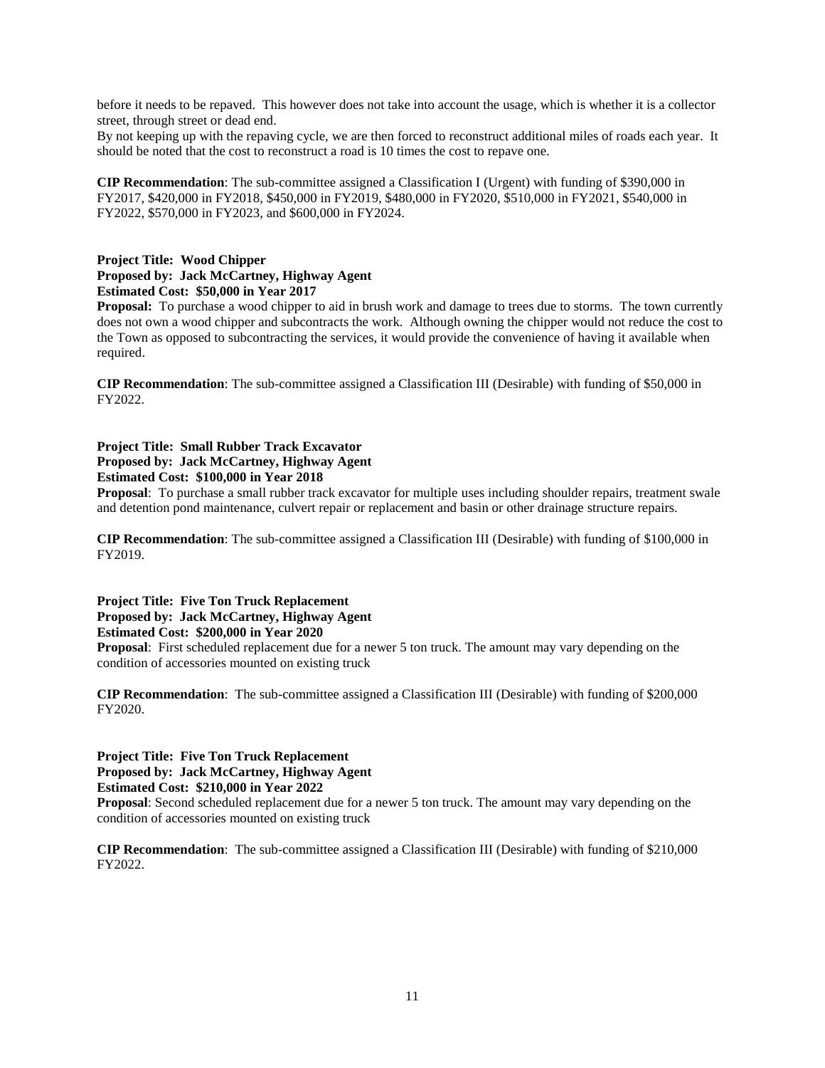before it needs to be repaved. This however does not take into account the usage, which is whether it is a collector street, through street or dead end.

By not keeping up with the repaving cycle, we are then forced to reconstruct additional miles of roads each year. It should be noted that the cost to reconstruct a road is 10 times the cost to repave one.

**CIP Recommendation**: The sub-committee assigned a Classification I (Urgent) with funding of $390,000 in FY2017, $420,000 in FY2018, $450,000 in FY2019, $480,000 in FY2020, $510,000 in FY2021, $540,000 in FY2022, $570,000 in FY2023, and $600,000 in FY2024.

**Project Title: Wood Chipper**
**Proposed by: Jack McCartney, Highway Agent**
**Estimated Cost: $50,000 in Year 2017**

**Proposal:** To purchase a wood chipper to aid in brush work and damage to trees due to storms. The town currently does not own a wood chipper and subcontracts the work. Although owning the chipper would not reduce the cost to the Town as opposed to subcontracting the services, it would provide the convenience of having it available when required.

**CIP Recommendation**: The sub-committee assigned a Classification III (Desirable) with funding of $50,000 in FY2022.

**Project Title: Small Rubber Track Excavator**
**Proposed by: Jack McCartney, Highway Agent**
**Estimated Cost: $100,000 in Year 2018**

**Proposal**: To purchase a small rubber track excavator for multiple uses including shoulder repairs, treatment swale and detention pond maintenance, culvert repair or replacement and basin or other drainage structure repairs.

**CIP Recommendation**: The sub-committee assigned a Classification III (Desirable) with funding of $100,000 in FY2019.

**Project Title: Five Ton Truck Replacement**
**Proposed by: Jack McCartney, Highway Agent**
**Estimated Cost: $200,000 in Year 2020**

**Proposal**: First scheduled replacement due for a newer 5 ton truck. The amount may vary depending on the condition of accessories mounted on existing truck

**CIP Recommendation**: The sub-committee assigned a Classification III (Desirable) with funding of $200,000 FY2020.

**Project Title: Five Ton Truck Replacement**
**Proposed by: Jack McCartney, Highway Agent**
**Estimated Cost: $210,000 in Year 2022**

**Proposal**: Second scheduled replacement due for a newer 5 ton truck. The amount may vary depending on the condition of accessories mounted on existing truck

**CIP Recommendation**: The sub-committee assigned a Classification III (Desirable) with funding of $210,000 FY2022.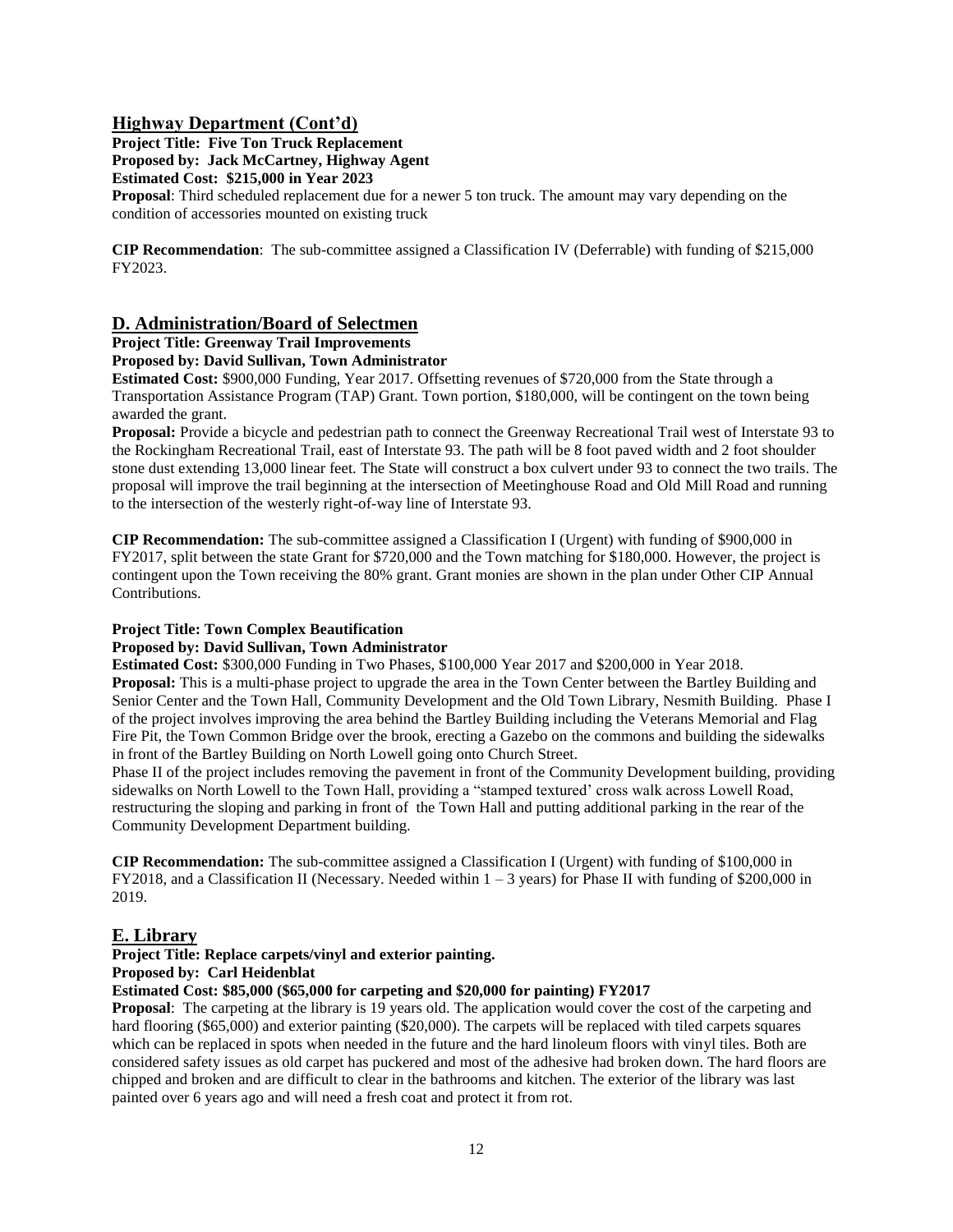## Highway Department (Cont'd)

**Project Title: Five Ton Truck Replacement**
**Proposed by: Jack McCartney, Highway Agent**
**Estimated Cost: $215,000 in Year 2023**
**Proposal**: Third scheduled replacement due for a newer 5 ton truck. The amount may vary depending on the condition of accessories mounted on existing truck

**CIP Recommendation**: The sub-committee assigned a Classification IV (Deferrable) with funding of $215,000 FY2023.

## D. Administration/Board of Selectmen

**Project Title: Greenway Trail Improvements**
**Proposed by: David Sullivan, Town Administrator**
**Estimated Cost:** $900,000 Funding, Year 2017. Offsetting revenues of $720,000 from the State through a Transportation Assistance Program (TAP) Grant. Town portion, $180,000, will be contingent on the town being awarded the grant.
**Proposal:** Provide a bicycle and pedestrian path to connect the Greenway Recreational Trail west of Interstate 93 to the Rockingham Recreational Trail, east of Interstate 93. The path will be 8 foot paved width and 2 foot shoulder stone dust extending 13,000 linear feet. The State will construct a box culvert under 93 to connect the two trails. The proposal will improve the trail beginning at the intersection of Meetinghouse Road and Old Mill Road and running to the intersection of the westerly right-of-way line of Interstate 93.

**CIP Recommendation:** The sub-committee assigned a Classification I (Urgent) with funding of $900,000 in FY2017, split between the state Grant for $720,000 and the Town matching for $180,000. However, the project is contingent upon the Town receiving the 80% grant. Grant monies are shown in the plan under Other CIP Annual Contributions.

**Project Title: Town Complex Beautification**
**Proposed by: David Sullivan, Town Administrator**
**Estimated Cost:** $300,000 Funding in Two Phases, $100,000 Year 2017 and $200,000 in Year 2018.
**Proposal:** This is a multi-phase project to upgrade the area in the Town Center between the Bartley Building and Senior Center and the Town Hall, Community Development and the Old Town Library, Nesmith Building. Phase I of the project involves improving the area behind the Bartley Building including the Veterans Memorial and Flag Fire Pit, the Town Common Bridge over the brook, erecting a Gazebo on the commons and building the sidewalks in front of the Bartley Building on North Lowell going onto Church Street.
Phase II of the project includes removing the pavement in front of the Community Development building, providing sidewalks on North Lowell to the Town Hall, providing a "stamped textured' cross walk across Lowell Road, restructuring the sloping and parking in front of the Town Hall and putting additional parking in the rear of the Community Development Department building.

**CIP Recommendation:** The sub-committee assigned a Classification I (Urgent) with funding of $100,000 in FY2018, and a Classification II (Necessary. Needed within 1 – 3 years) for Phase II with funding of $200,000 in 2019.

## E. Library

**Project Title: Replace carpets/vinyl and exterior painting.**
**Proposed by: Carl Heidenblat**
**Estimated Cost: $85,000 ($65,000 for carpeting and $20,000 for painting) FY2017**
**Proposal**: The carpeting at the library is 19 years old. The application would cover the cost of the carpeting and hard flooring ($65,000) and exterior painting ($20,000). The carpets will be replaced with tiled carpets squares which can be replaced in spots when needed in the future and the hard linoleum floors with vinyl tiles. Both are considered safety issues as old carpet has puckered and most of the adhesive had broken down. The hard floors are chipped and broken and are difficult to clear in the bathrooms and kitchen. The exterior of the library was last painted over 6 years ago and will need a fresh coat and protect it from rot.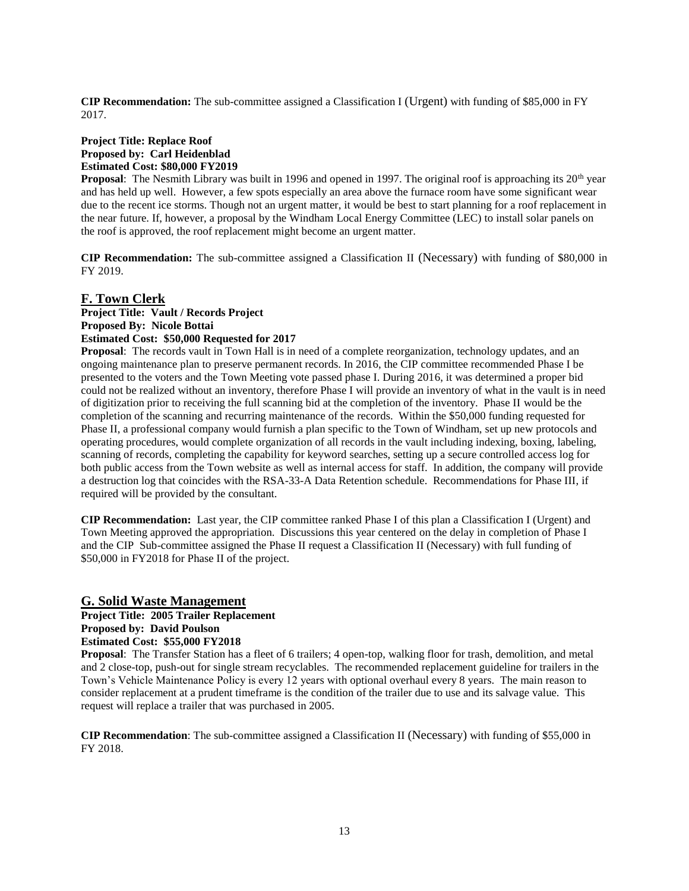**CIP Recommendation:** The sub-committee assigned a Classification I (Urgent) with funding of $85,000 in FY 2017.

**Project Title: Replace Roof**
**Proposed by: Carl Heidenblad**
**Estimated Cost: $80,000 FY2019**

**Proposal**: The Nesmith Library was built in 1996 and opened in 1997. The original roof is approaching its 20th year and has held up well. However, a few spots especially an area above the furnace room have some significant wear due to the recent ice storms. Though not an urgent matter, it would be best to start planning for a roof replacement in the near future. If, however, a proposal by the Windham Local Energy Committee (LEC) to install solar panels on the roof is approved, the roof replacement might become an urgent matter.

**CIP Recommendation:** The sub-committee assigned a Classification II (Necessary) with funding of $80,000 in FY 2019.

## F. Town Clerk

**Project Title: Vault / Records Project**
**Proposed By: Nicole Bottai**
**Estimated Cost: $50,000 Requested for 2017**

**Proposal**: The records vault in Town Hall is in need of a complete reorganization, technology updates, and an ongoing maintenance plan to preserve permanent records. In 2016, the CIP committee recommended Phase I be presented to the voters and the Town Meeting vote passed phase I. During 2016, it was determined a proper bid could not be realized without an inventory, therefore Phase I will provide an inventory of what in the vault is in need of digitization prior to receiving the full scanning bid at the completion of the inventory. Phase II would be the completion of the scanning and recurring maintenance of the records. Within the $50,000 funding requested for Phase II, a professional company would furnish a plan specific to the Town of Windham, set up new protocols and operating procedures, would complete organization of all records in the vault including indexing, boxing, labeling, scanning of records, completing the capability for keyword searches, setting up a secure controlled access log for both public access from the Town website as well as internal access for staff. In addition, the company will provide a destruction log that coincides with the RSA-33-A Data Retention schedule. Recommendations for Phase III, if required will be provided by the consultant.

**CIP Recommendation:** Last year, the CIP committee ranked Phase I of this plan a Classification I (Urgent) and Town Meeting approved the appropriation. Discussions this year centered on the delay in completion of Phase I and the CIP Sub-committee assigned the Phase II request a Classification II (Necessary) with full funding of $50,000 in FY2018 for Phase II of the project.

## G. Solid Waste Management

**Project Title: 2005 Trailer Replacement**
**Proposed by: David Poulson**
**Estimated Cost: $55,000 FY2018**

**Proposal**: The Transfer Station has a fleet of 6 trailers; 4 open-top, walking floor for trash, demolition, and metal and 2 close-top, push-out for single stream recyclables. The recommended replacement guideline for trailers in the Town's Vehicle Maintenance Policy is every 12 years with optional overhaul every 8 years. The main reason to consider replacement at a prudent timeframe is the condition of the trailer due to use and its salvage value. This request will replace a trailer that was purchased in 2005.

**CIP Recommendation**: The sub-committee assigned a Classification II (Necessary) with funding of $55,000 in FY 2018.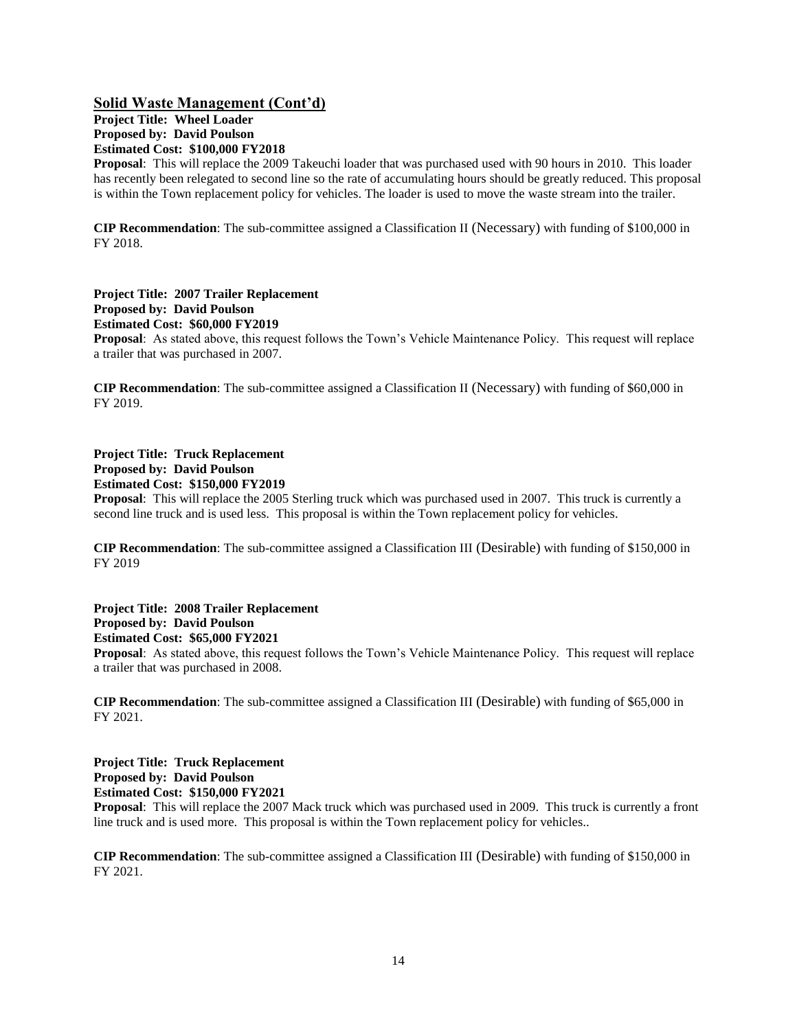## Solid Waste Management (Cont'd)

**Project Title: Wheel Loader**
**Proposed by: David Poulson**
**Estimated Cost: $100,000 FY2018**

**Proposal**: This will replace the 2009 Takeuchi loader that was purchased used with 90 hours in 2010. This loader has recently been relegated to second line so the rate of accumulating hours should be greatly reduced. This proposal is within the Town replacement policy for vehicles. The loader is used to move the waste stream into the trailer.

**CIP Recommendation**: The sub-committee assigned a Classification II (Necessary) with funding of $100,000 in FY 2018.

**Project Title: 2007 Trailer Replacement**
**Proposed by: David Poulson**
**Estimated Cost: $60,000 FY2019**

**Proposal**: As stated above, this request follows the Town's Vehicle Maintenance Policy. This request will replace a trailer that was purchased in 2007.

**CIP Recommendation**: The sub-committee assigned a Classification II (Necessary) with funding of $60,000 in FY 2019.

**Project Title: Truck Replacement**
**Proposed by: David Poulson**
**Estimated Cost: $150,000 FY2019**

**Proposal**: This will replace the 2005 Sterling truck which was purchased used in 2007. This truck is currently a second line truck and is used less. This proposal is within the Town replacement policy for vehicles.

**CIP Recommendation**: The sub-committee assigned a Classification III (Desirable) with funding of $150,000 in FY 2019

**Project Title: 2008 Trailer Replacement**
**Proposed by: David Poulson**
**Estimated Cost: $65,000 FY2021**

**Proposal**: As stated above, this request follows the Town's Vehicle Maintenance Policy. This request will replace a trailer that was purchased in 2008.

**CIP Recommendation**: The sub-committee assigned a Classification III (Desirable) with funding of $65,000 in FY 2021.

**Project Title: Truck Replacement**
**Proposed by: David Poulson**
**Estimated Cost: $150,000 FY2021**

**Proposal**: This will replace the 2007 Mack truck which was purchased used in 2009. This truck is currently a front line truck and is used more. This proposal is within the Town replacement policy for vehicles..

**CIP Recommendation**: The sub-committee assigned a Classification III (Desirable) with funding of $150,000 in FY 2021.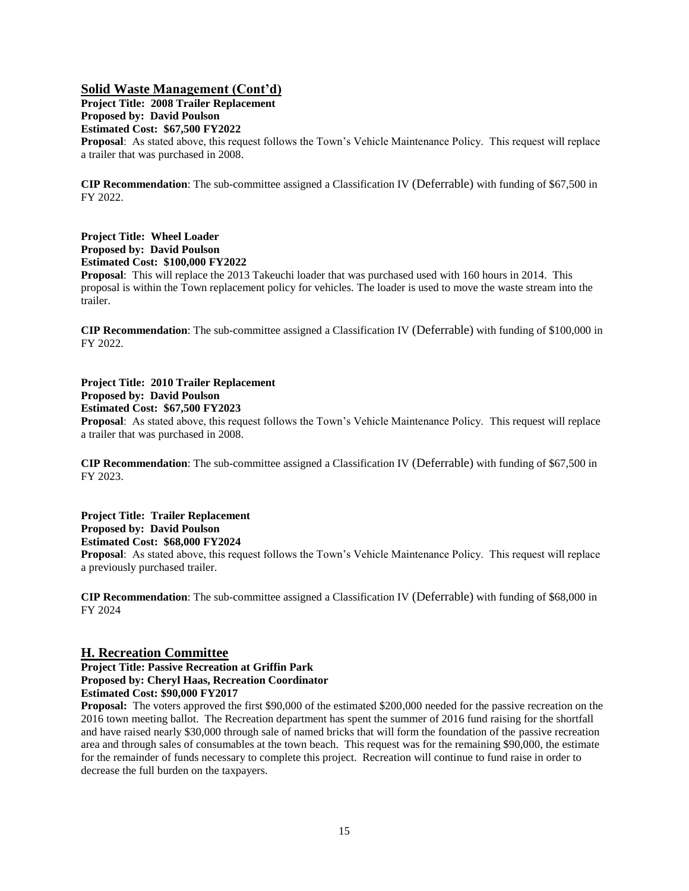## Solid Waste Management (Cont'd)

**Project Title: 2008 Trailer Replacement**
**Proposed by: David Poulson**
**Estimated Cost: $67,500 FY2022**

**Proposal**: As stated above, this request follows the Town's Vehicle Maintenance Policy. This request will replace a trailer that was purchased in 2008.

**CIP Recommendation**: The sub-committee assigned a Classification IV (Deferrable) with funding of $67,500 in FY 2022.

**Project Title: Wheel Loader**
**Proposed by: David Poulson**
**Estimated Cost: $100,000 FY2022**

**Proposal**: This will replace the 2013 Takeuchi loader that was purchased used with 160 hours in 2014. This proposal is within the Town replacement policy for vehicles. The loader is used to move the waste stream into the trailer.

**CIP Recommendation**: The sub-committee assigned a Classification IV (Deferrable) with funding of $100,000 in FY 2022.

**Project Title: 2010 Trailer Replacement**
**Proposed by: David Poulson**
**Estimated Cost: $67,500 FY2023**

**Proposal**: As stated above, this request follows the Town's Vehicle Maintenance Policy. This request will replace a trailer that was purchased in 2008.

**CIP Recommendation**: The sub-committee assigned a Classification IV (Deferrable) with funding of $67,500 in FY 2023.

**Project Title: Trailer Replacement**
**Proposed by: David Poulson**
**Estimated Cost: $68,000 FY2024**

**Proposal**: As stated above, this request follows the Town's Vehicle Maintenance Policy. This request will replace a previously purchased trailer.

**CIP Recommendation**: The sub-committee assigned a Classification IV (Deferrable) with funding of $68,000 in FY 2024

## H. Recreation Committee

**Project Title: Passive Recreation at Griffin Park**
**Proposed by: Cheryl Haas, Recreation Coordinator**
**Estimated Cost: $90,000 FY2017**

**Proposal:** The voters approved the first $90,000 of the estimated $200,000 needed for the passive recreation on the 2016 town meeting ballot. The Recreation department has spent the summer of 2016 fund raising for the shortfall and have raised nearly $30,000 through sale of named bricks that will form the foundation of the passive recreation area and through sales of consumables at the town beach. This request was for the remaining $90,000, the estimate for the remainder of funds necessary to complete this project. Recreation will continue to fund raise in order to decrease the full burden on the taxpayers.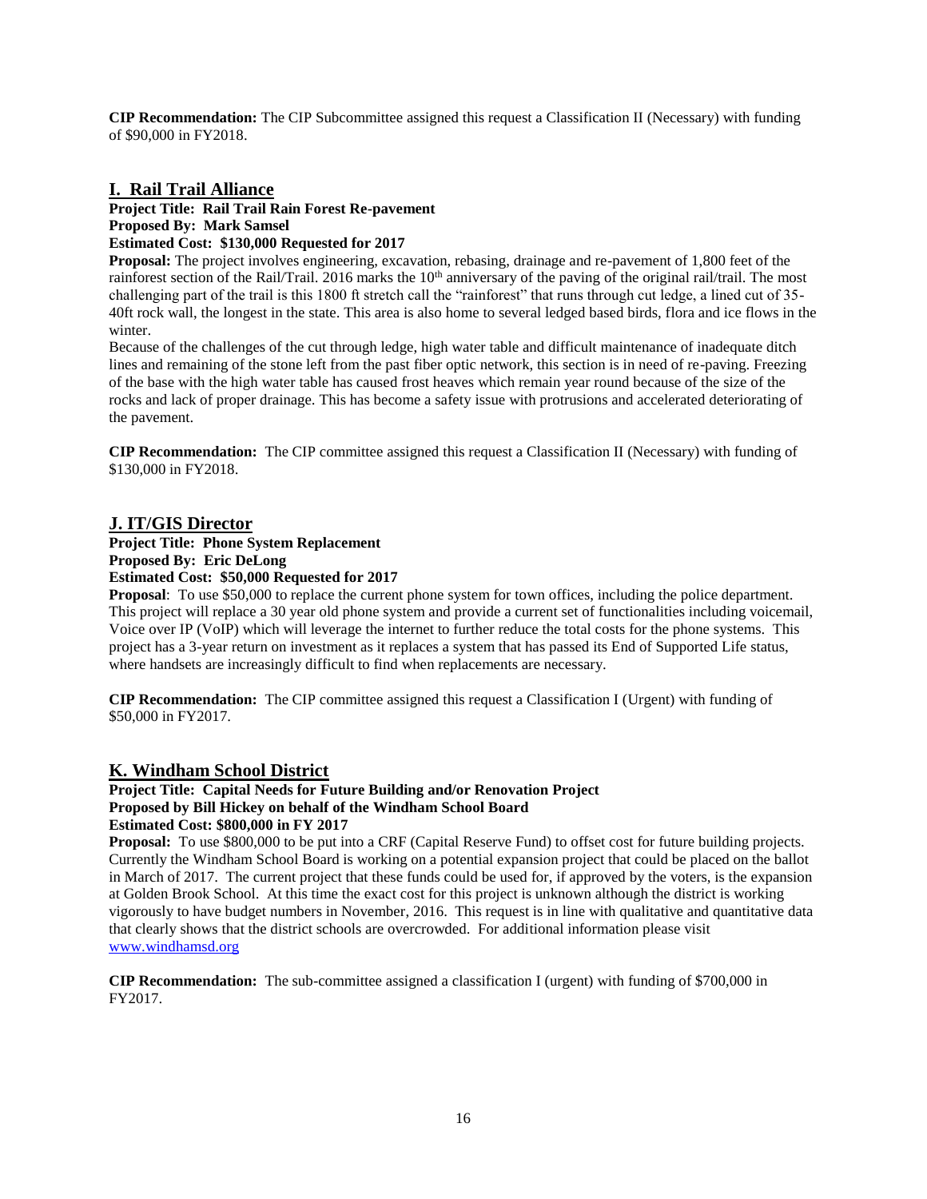**CIP Recommendation:** The CIP Subcommittee assigned this request a Classification II (Necessary) with funding of $90,000 in FY2018.

## I. Rail Trail Alliance

**Project Title: Rail Trail Rain Forest Re-pavement**
**Proposed By: Mark Samsel**
**Estimated Cost: $130,000 Requested for 2017**

**Proposal:** The project involves engineering, excavation, rebasing, drainage and re-pavement of 1,800 feet of the rainforest section of the Rail/Trail. 2016 marks the 10th anniversary of the paving of the original rail/trail. The most challenging part of the trail is this 1800 ft stretch call the "rainforest" that runs through cut ledge, a lined cut of 35-40ft rock wall, the longest in the state. This area is also home to several ledged based birds, flora and ice flows in the winter.

Because of the challenges of the cut through ledge, high water table and difficult maintenance of inadequate ditch lines and remaining of the stone left from the past fiber optic network, this section is in need of re-paving. Freezing of the base with the high water table has caused frost heaves which remain year round because of the size of the rocks and lack of proper drainage. This has become a safety issue with protrusions and accelerated deteriorating of the pavement.

**CIP Recommendation:** The CIP committee assigned this request a Classification II (Necessary) with funding of $130,000 in FY2018.

## J. IT/GIS Director

**Project Title: Phone System Replacement**
**Proposed By: Eric DeLong**
**Estimated Cost: $50,000 Requested for 2017**

**Proposal**: To use $50,000 to replace the current phone system for town offices, including the police department. This project will replace a 30 year old phone system and provide a current set of functionalities including voicemail, Voice over IP (VoIP) which will leverage the internet to further reduce the total costs for the phone systems. This project has a 3-year return on investment as it replaces a system that has passed its End of Supported Life status, where handsets are increasingly difficult to find when replacements are necessary.

**CIP Recommendation:** The CIP committee assigned this request a Classification I (Urgent) with funding of $50,000 in FY2017.

## K. Windham School District

**Project Title: Capital Needs for Future Building and/or Renovation Project**
**Proposed by Bill Hickey on behalf of the Windham School Board**
**Estimated Cost: $800,000 in FY 2017**

**Proposal:** To use $800,000 to be put into a CRF (Capital Reserve Fund) to offset cost for future building projects. Currently the Windham School Board is working on a potential expansion project that could be placed on the ballot in March of 2017. The current project that these funds could be used for, if approved by the voters, is the expansion at Golden Brook School. At this time the exact cost for this project is unknown although the district is working vigorously to have budget numbers in November, 2016. This request is in line with qualitative and quantitative data that clearly shows that the district schools are overcrowded. For additional information please visit [www.windhamsd.org](www.windhamsd.org)

**CIP Recommendation:** The sub-committee assigned a classification I (urgent) with funding of $700,000 in FY2017.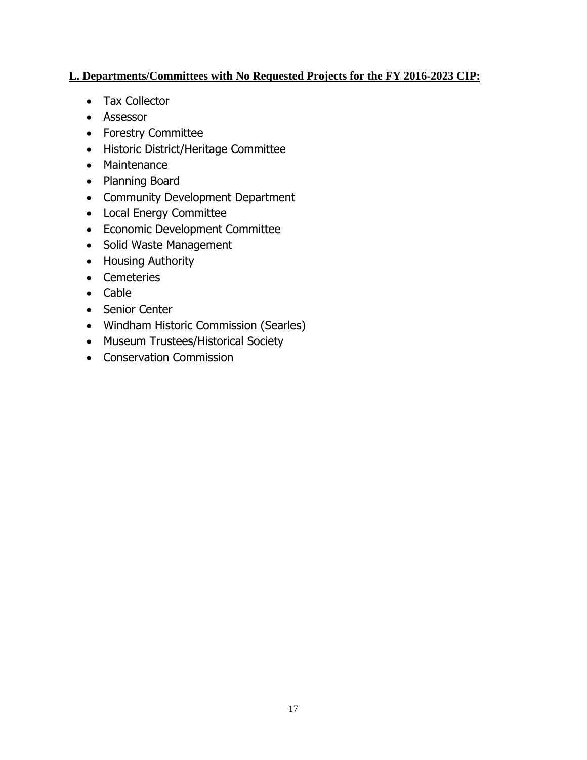## **L. Departments/Committees with No Requested Projects for the FY 2016-2023 CIP:**

- Tax Collector
- Assessor
- Forestry Committee
- Historic District/Heritage Committee
- Maintenance
- Planning Board
- Community Development Department
- Local Energy Committee
- Economic Development Committee
- Solid Waste Management
- Housing Authority
- Cemeteries
- Cable
- Senior Center
- Windham Historic Commission (Searles)
- Museum Trustees/Historical Society
- Conservation Commission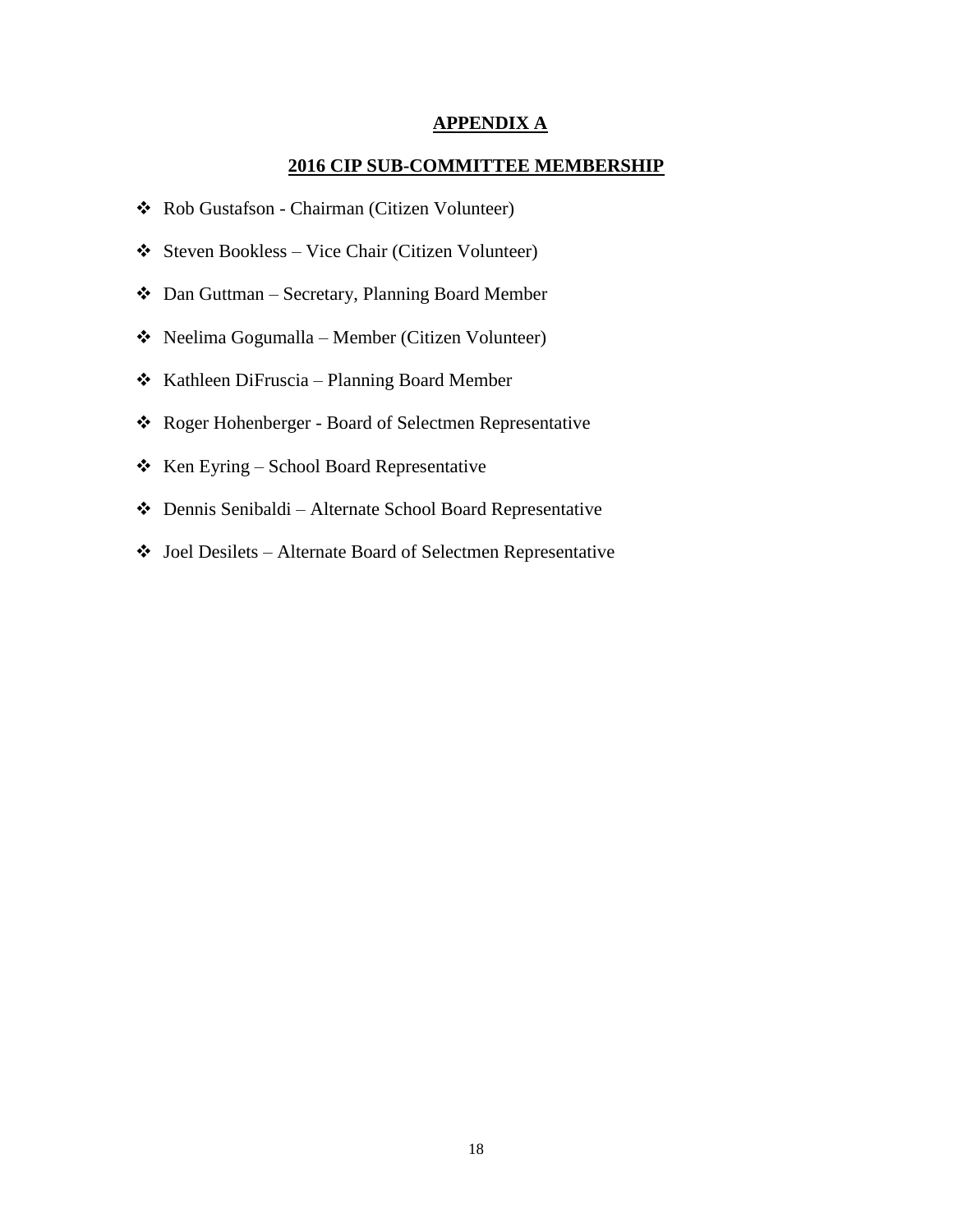## APPENDIX A

## 2016 CIP SUB-COMMITTEE MEMBERSHIP

- Rob Gustafson - Chairman (Citizen Volunteer)
- Steven Bookless – Vice Chair (Citizen Volunteer)
- Dan Guttman – Secretary, Planning Board Member
- Neelima Gogumalla – Member (Citizen Volunteer)
- Kathleen DiFruscia – Planning Board Member
- Roger Hohenberger - Board of Selectmen Representative
- Ken Eyring – School Board Representative
- Dennis Senibaldi – Alternate School Board Representative
- Joel Desilets – Alternate Board of Selectmen Representative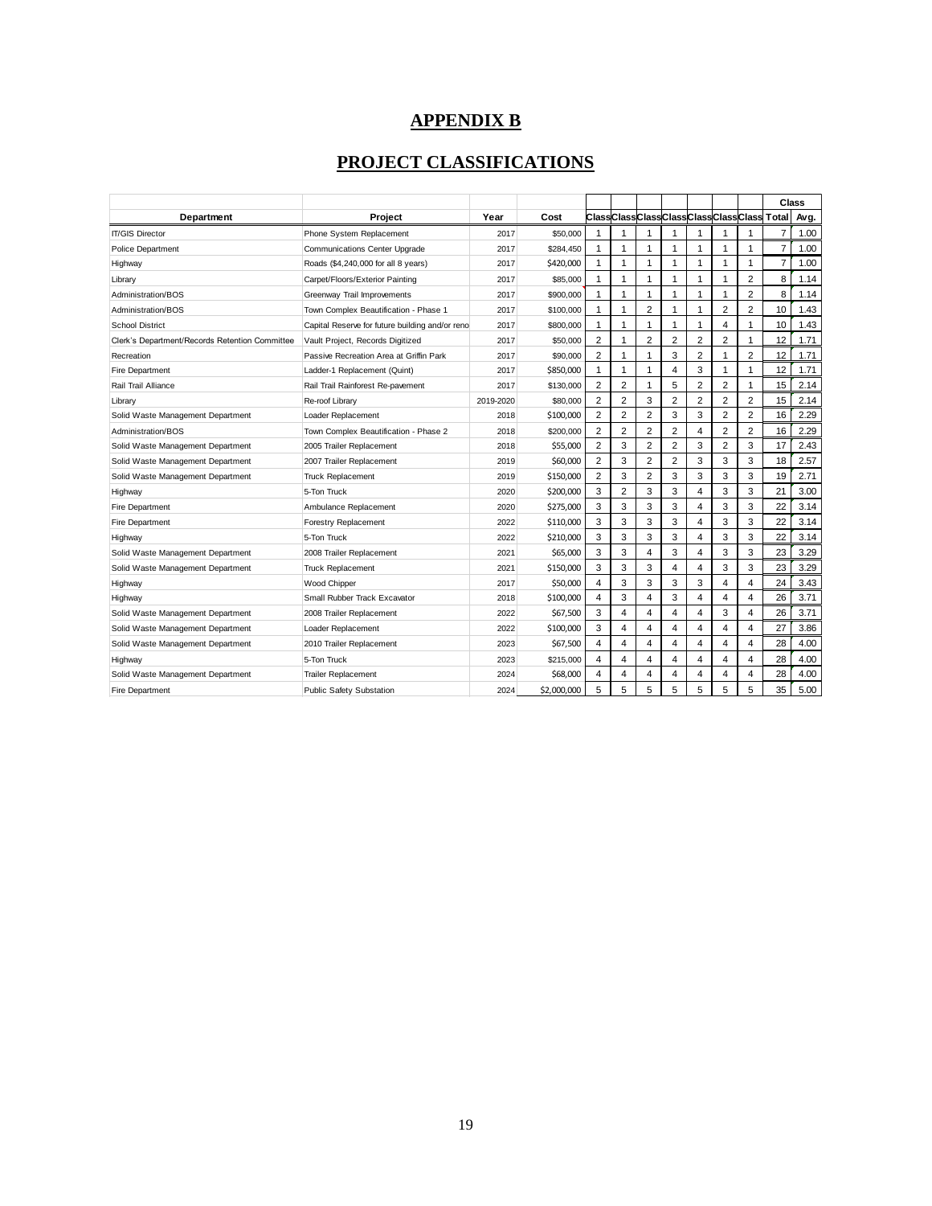# APPENDIX B

# PROJECT CLASSIFICATIONS

| | | | | | | | | | | | Class | |
|---|---|---|---|---|---|---|---|---|---|---|---|---|
| **Department** | **Project** | **Year** | **Cost** | **Class** | **Class** | **Class** | **Class** | **Class** | **Class** | **Class** | **Total** | **Avg.** |
| IT/GIS Director | Phone System Replacement | 2017 | $50,000 | 1 | 1 | 1 | 1 | 1 | 1 | 1 | 7 | 1.00 |
| Police Department | Communications Center Upgrade | 2017 | $284,450 | 1 | 1 | 1 | 1 | 1 | 1 | 1 | 7 | 1.00 |
| Highway | Roads ($4,240,000 for all 8 years) | 2017 | $420,000 | 1 | 1 | 1 | 1 | 1 | 1 | 1 | 7 | 1.00 |
| Library | Carpet/Floors/Exterior Painting | 2017 | $85,000 | 1 | 1 | 1 | 1 | 1 | 1 | 2 | 8 | 1.14 |
| Administration/BOS | Greenway Trail Improvements | 2017 | $900,000 | 1 | 1 | 1 | 1 | 1 | 1 | 2 | 8 | 1.14 |
| Administration/BOS | Town Complex Beautification - Phase 1 | 2017 | $100,000 | 1 | 1 | 2 | 1 | 1 | 2 | 2 | 10 | 1.43 |
| School District | Capital Reserve for future building and/or reno | 2017 | $800,000 | 1 | 1 | 1 | 1 | 1 | 4 | 1 | 10 | 1.43 |
| Clerk's Department/Records Retention Committee | Vault Project, Records Digitized | 2017 | $50,000 | 2 | 1 | 2 | 2 | 2 | 2 | 1 | 12 | 1.71 |
| Recreation | Passive Recreation Area at Griffin Park | 2017 | $90,000 | 2 | 1 | 1 | 3 | 2 | 1 | 2 | 12 | 1.71 |
| Fire Department | Ladder-1 Replacement (Quint) | 2017 | $850,000 | 1 | 1 | 1 | 4 | 3 | 1 | 1 | 12 | 1.71 |
| Rail Trail Alliance | Rail Trail Rainforest Re-pavement | 2017 | $130,000 | 2 | 2 | 1 | 5 | 2 | 2 | 1 | 15 | 2.14 |
| Library | Re-roof Library | 2019-2020 | $80,000 | 2 | 2 | 3 | 2 | 2 | 2 | 2 | 15 | 2.14 |
| Solid Waste Management Department | Loader Replacement | 2018 | $100,000 | 2 | 2 | 2 | 3 | 3 | 2 | 2 | 16 | 2.29 |
| Administration/BOS | Town Complex Beautification - Phase 2 | 2018 | $200,000 | 2 | 2 | 2 | 2 | 4 | 2 | 2 | 16 | 2.29 |
| Solid Waste Management Department | 2005 Trailer Replacement | 2018 | $55,000 | 2 | 3 | 2 | 2 | 3 | 2 | 3 | 17 | 2.43 |
| Solid Waste Management Department | 2007 Trailer Replacement | 2019 | $60,000 | 2 | 3 | 2 | 2 | 3 | 3 | 3 | 18 | 2.57 |
| Solid Waste Management Department | Truck Replacement | 2019 | $150,000 | 2 | 3 | 2 | 3 | 3 | 3 | 3 | 19 | 2.71 |
| Highway | 5-Ton Truck | 2020 | $200,000 | 3 | 2 | 3 | 3 | 4 | 3 | 3 | 21 | 3.00 |
| Fire Department | Ambulance Replacement | 2020 | $275,000 | 3 | 3 | 3 | 3 | 4 | 3 | 3 | 22 | 3.14 |
| Fire Department | Forestry Replacement | 2022 | $110,000 | 3 | 3 | 3 | 3 | 4 | 3 | 3 | 22 | 3.14 |
| Highway | 5-Ton Truck | 2022 | $210,000 | 3 | 3 | 3 | 3 | 4 | 3 | 3 | 22 | 3.14 |
| Solid Waste Management Department | 2008 Trailer Replacement | 2021 | $65,000 | 3 | 3 | 4 | 3 | 4 | 3 | 3 | 23 | 3.29 |
| Solid Waste Management Department | Truck Replacement | 2021 | $150,000 | 3 | 3 | 3 | 4 | 4 | 3 | 3 | 23 | 3.29 |
| Highway | Wood Chipper | 2017 | $50,000 | 4 | 3 | 3 | 3 | 3 | 4 | 4 | 24 | 3.43 |
| Highway | Small Rubber Track Excavator | 2018 | $100,000 | 4 | 3 | 4 | 3 | 4 | 4 | 4 | 26 | 3.71 |
| Solid Waste Management Department | 2008 Trailer Replacement | 2022 | $67,500 | 3 | 4 | 4 | 4 | 4 | 3 | 4 | 26 | 3.71 |
| Solid Waste Management Department | Loader Replacement | 2022 | $100,000 | 3 | 4 | 4 | 4 | 4 | 4 | 4 | 27 | 3.86 |
| Solid Waste Management Department | 2010 Trailer Replacement | 2023 | $67,500 | 4 | 4 | 4 | 4 | 4 | 4 | 4 | 28 | 4.00 |
| Highway | 5-Ton Truck | 2023 | $215,000 | 4 | 4 | 4 | 4 | 4 | 4 | 4 | 28 | 4.00 |
| Solid Waste Management Department | Trailer Replacement | 2024 | $68,000 | 4 | 4 | 4 | 4 | 4 | 4 | 4 | 28 | 4.00 |
| Fire Department | Public Safety Substation | 2024 | $2,000,000 | 5 | 5 | 5 | 5 | 5 | 5 | 5 | 35 | 5.00 |